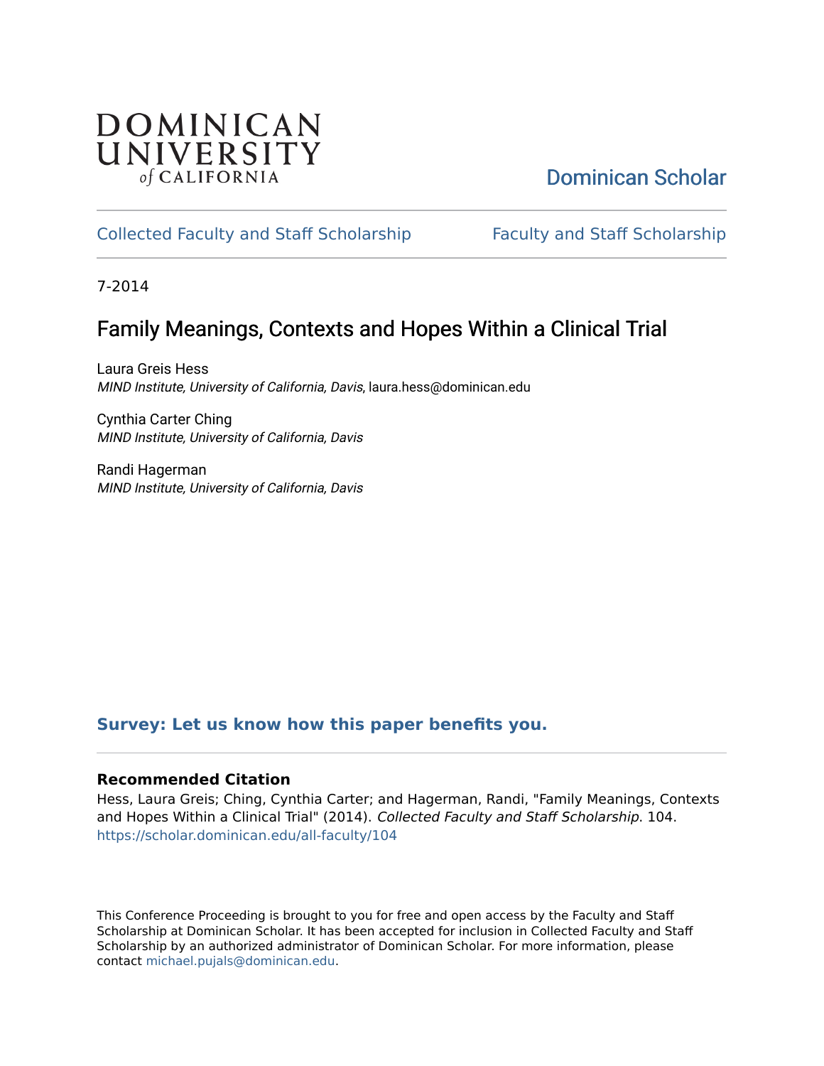DOMINICAN UNIVERSITY of CALIFORNIA

Dominican Scholar

Collected Faculty and Staff Scholarship | Faculty and Staff Scholarship

7-2014

# Family Meanings, Contexts and Hopes Within a Clinical Trial

Laura Greis Hess
*MIND Institute, University of California, Davis*, laura.hess@dominican.edu

Cynthia Carter Ching
*MIND Institute, University of California, Davis*

Randi Hagerman
*MIND Institute, University of California, Davis*

**Survey: Let us know how this paper benefits you.**

### Recommended Citation

Hess, Laura Greis; Ching, Cynthia Carter; and Hagerman, Randi, "Family Meanings, Contexts and Hopes Within a Clinical Trial" (2014). *Collected Faculty and Staff Scholarship*. 104.
https://scholar.dominican.edu/all-faculty/104

This Conference Proceeding is brought to you for free and open access by the Faculty and Staff Scholarship at Dominican Scholar. It has been accepted for inclusion in Collected Faculty and Staff Scholarship by an authorized administrator of Dominican Scholar. For more information, please contact michael.pujals@dominican.edu.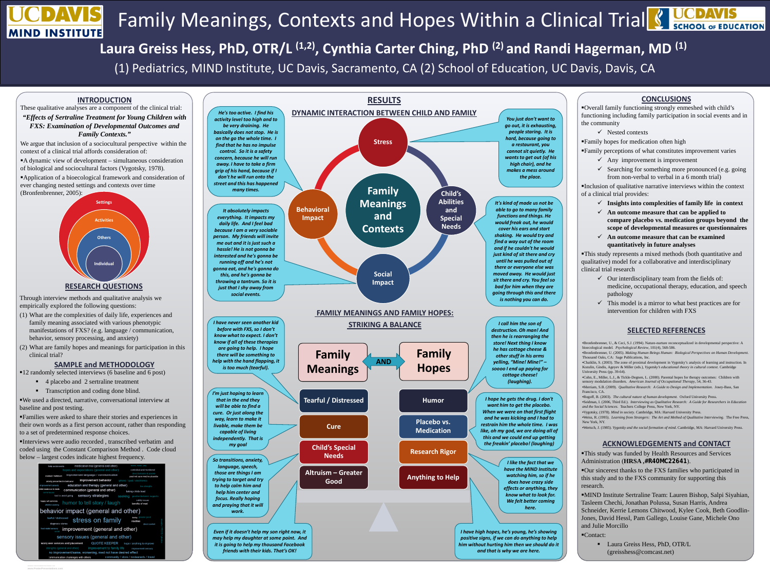# Family Meanings, Contexts and Hopes Within a Clinical Trial

**Laura Greiss Hess, PhD, OTR/L [1,2], Cynthia Carter Ching, PhD [2] and Randi Hagerman, MD [1]**

(1) Pediatrics, MIND Institute, UC Davis, Sacramento, CA (2) School of Education, UC Davis, Davis, CA

## INTRODUCTION

These qualitative analyses are a component of the clinical trial:

***"Effects of Sertraline Treatment for Young Children with FXS: Examination of Developmental Outcomes and Family Contexts."***

We argue that inclusion of a sociocultural perspective within the context of a clinical trial affords consideration of:

- A dynamic view of development – simultaneous consideration of biological and sociocultural factors (Vygotsky, 1978).
- Application of a bioecological framework and consideration of ever changing nested settings and contexts over time (Bronfenbrenner, 2005):

Settings
Activities
Others
Individual

## RESEARCH QUESTIONS

Through interview methods and qualitative analysis we empirically explored the following questions:

(1) What are the complexities of daily life, experiences and family meaning associated with various phenotypic manifestations of FXS? (e.g. language / communication, behavior, sensory processing, and anxiety)

(2) What are family hopes and meanings for participation in this clinical trial?

## SAMPLE and METHODOLOGY

- 12 randomly selected interviews (6 baseline and 6 post)
  - 4 placebo and 2 sertraline treatment
  - Transcription and coding done blind.
- We used a directed, narrative, conversational interview at baseline and post testing.
- Families were asked to share their stories and experiences in their own words as a first person account, rather than responding to a set of predetermined response choices.
- Interviews were audio recorded , transcribed verbatim and coded using the Constant Comparison Method . Code cloud below – largest codes indicate highest frequency.

behavior impact (general and other)
stress on family
improvement (general and other)
sensory issues (general and other)
humor to tell story / laugh
communication (general and other)
education and therapy (general and other)
sensory strategies
medication trial (general and other)
QUOTE KEEPER
no improvement/same, worsening, med not have desired effect
communication challenges with others
community / store / restaurants / travel

## RESULTS

### DYNAMIC INTERACTION BETWEEN CHILD AND FAMILY

Family Meanings and Contexts
Stress
Behavioral Impact
Child's Abilities and Special Needs
Social Impact

*He's too active. I find his activity level too high and to be very draining. He basically does not stop. He is on the go the whole time. I find that he has no impulse control. So it is a safety concern, because he will run away. I have to take a firm grip of his hand, because if I don't he will run onto the street and this has happened many times.*

*You just don't want to go out, it is exhausting, people staring. It is hard, because going to a restaurant, you cannot sit quietly. He wants to get out (of his high chair), and he makes a mess around the place.*

*It absolutely impacts everything. It impacts my daily life. And I feel bad because I am a very sociable person. My friends will invite me out and it is just such a hassle! He is not gonna be interested and he's gonna be running off and he's not gonna eat, and he's gonna do this, and he's gonna be throwing a tantrum. So it is just that I shy away from social events.*

*It's kind of made us not be able to go to many family functions and things. He would freak out, he would cover his ears and start shaking. He would try and find a way out of the room and if he couldn't he would just kind of sit there and cry until he was pulled out of there or everyone else was moved away. He would just sit there and cry. You feel so bad for him when they are going through this and there is nothing you can do.*

### FAMILY MEANINGS AND FAMILY HOPES: STRIKING A BALANCE

Family Meanings AND Family Hopes

Family Meanings: Tearful / Distressed; Cure; Child's Special Needs; Altruism – Greater Good

Family Hopes: Humor; Placebo vs. Medication; Research Rigor; Anything to Help

*I have never seen another kid before with FXS, so I don't know what to expect. I don't know if all of these therapies are going to help. I hope there will be something to help with the hand flapping, it is too much (tearful).*

*I call him the son of destruction. Oh man! And then he is rearranging the store! Next thing I know he has cottage cheese & other stuff in his arms yelling, "Mine! Mine!" – soooo I end up paying for cottage cheese! (laughing).*

*I'm just hoping to learn that in the end they will be able to find a cure. Or just along the way, learn to make it livable, make them be capable of living independently. That is my goal*

*I hope he gets the drug. I don't want him to get the placebo. When we were on that first flight and he was kicking and I had to restrain him the whole time. I was like, oh my god, we are doing all of this and we could end up getting the freakin' placebo! (laughing)*

*So transitions, anxiety, language, speech, those are things I am trying to target and try to help calm him and help him center and focus. Really hoping and praying that it will work.*

*I like the fact that we have the MIND Institute watching him, so if he does have crazy side effects or anything, they know what to look for. We felt better coming here.*

*Even if it doesn't help my son right now, it may help my daughter at some point. And it is going to help my thousand Facebook friends with their kids. That's OK!*

*I have high hopes, he's young, he's showing positive signs, if we can do anything to help him without hurting him then we should do it and that is why we are here.*

## CONCLUSIONS

- Overall family functioning strongly enmeshed with child's functioning including family participation in social events and in the community
  - ✓ Nested contexts
- Family hopes for medication often high
- Family perceptions of what constitutes improvement varies
  - ✓ Any improvement is improvement
  - ✓ Searching for something more pronounced (e.g. going from non-verbal to verbal in a 6 month trial)
- Inclusion of qualitative narrative interviews within the context of a clinical trial provides:
  - ✓ **Insights into complexities of family life in context**
  - ✓ **An outcome measure that can be applied to compare placebo vs. medication groups beyond the scope of developmental measures or questionnaires**
  - ✓ **An outcome measure that can be examined quantitatively in future analyses**
- This study represents a mixed methods (both quantitative and qualitative) model for a collaborative and interdisciplinary clinical trial research
  - ✓ Our interdisciplinary team from the fields of: medicine, occupational therapy, education, and speech pathology
  - ✓ This model is a mirror to what best practices are for intervention for children with FXS

## SELECTED REFERENCES

- Bronfenbrenner, U., & Ceci, S.J. (1994). Nature-nurture reconceptualized in developmental perspective: A bioecological model. *Psychological Review*, 101(4), 568-586.
- Bronfenbrenner, U. (2005). *Making Human Beings Human: Biological Perspectives on Human Development.* Thousand Oaks, CA: Sage Publications, Inc.
- Chaiklin, S. (2003). The zone of proximal development in Vygotsky's analysis of learning and instruction. In Kozulin, Gindis, Ageyev & Miller (eds.), *Vygotsky's educational theory in cultural context.* Cambridge University Press (pp. 39-64).
- Cohn, E., Miller, L.J., & Tickle-Degnen, L. (2000). Parental hopes for therapy outcomes: Children with sensory modulation disorders. *American Journal of Occupational Therapy*, 54, 36-43.
- Merriam, S.B. (2009). *Qualitative Research: A Guide to Design and Implementation.* Josey-Bass, San Francisco, CA.
- Rogoff, B. (2003). *The cultural nature of human development.* Oxford University Press.
- Seidman, I. (2006, Third Ed.). *Interviewing as Qualitative Research: A Guide for Researchers in Education and the Social Sciences.* Teachers College Press, New York, NY.
- Vygotsky, (1978). *Mind in society.* Cambridge, MA: Harvard University Press.
- Weiss, R. (1995). *Learning from Strangers: The Art and Method of Qualitative Interviewing.* The Free Press, New York, NY.
- Wertsch, J. (1985). *Vygotsky and the social formation of mind.* Cambridge, MA: Harvard University Press.

## ACKNOWLEDGEMENTS and CONTACT

- This study was funded by Health Resources and Services Administration (**HRSA ,#R40MC22641**).
- Our sincerest thanks to the FXS families who participated in this study and to the FXS community for supporting this research.
- MIND Institute Sertraline Team: Lauren Bishop, Salpi Siyahian, Tasleem Chechi, Jonathan Polussa, Susan Harris, Andrea Schneider, Lizzie Lemons Chitwood, Kylee Cook, Beth Goodlin-Jones, David Hessl, Pam Gallego, Louise Gane, Michele Ono and Julie Morcillo
- Contact:
  - Laura Greiss Hess, PhD, OTR/L (greisshess@comcast.net)